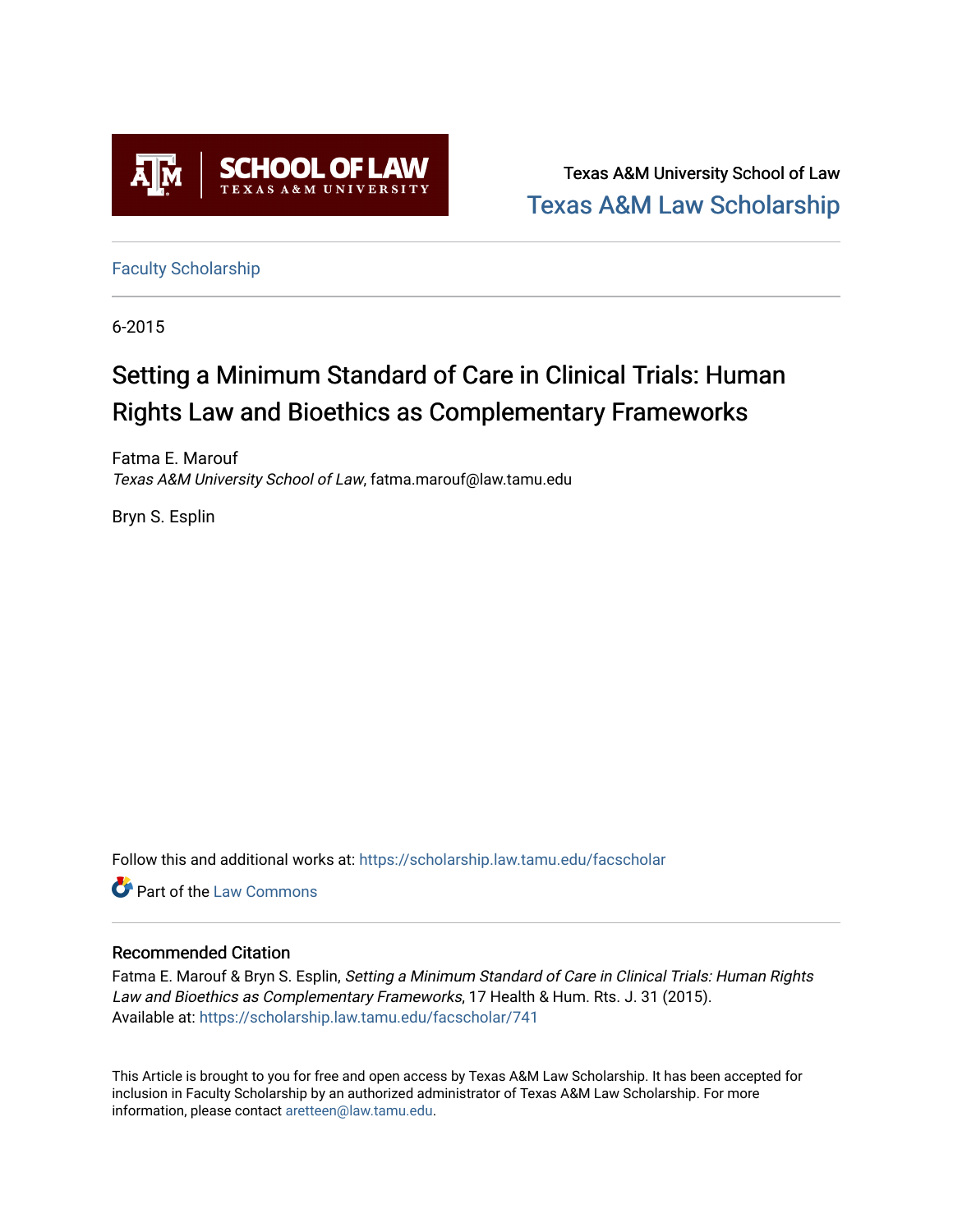Texas A&M University School of Law
Texas A&M Law Scholarship

Faculty Scholarship

6-2015

# Setting a Minimum Standard of Care in Clinical Trials: Human Rights Law and Bioethics as Complementary Frameworks

Fatma E. Marouf
*Texas A&M University School of Law*, fatma.marouf@law.tamu.edu

Bryn S. Esplin

Follow this and additional works at: https://scholarship.law.tamu.edu/facscholar

Part of the Law Commons

## Recommended Citation

Fatma E. Marouf & Bryn S. Esplin, *Setting a Minimum Standard of Care in Clinical Trials: Human Rights Law and Bioethics as Complementary Frameworks*, 17 Health & Hum. Rts. J. 31 (2015).
Available at: https://scholarship.law.tamu.edu/facscholar/741

This Article is brought to you for free and open access by Texas A&M Law Scholarship. It has been accepted for inclusion in Faculty Scholarship by an authorized administrator of Texas A&M Law Scholarship. For more information, please contact aretteen@law.tamu.edu.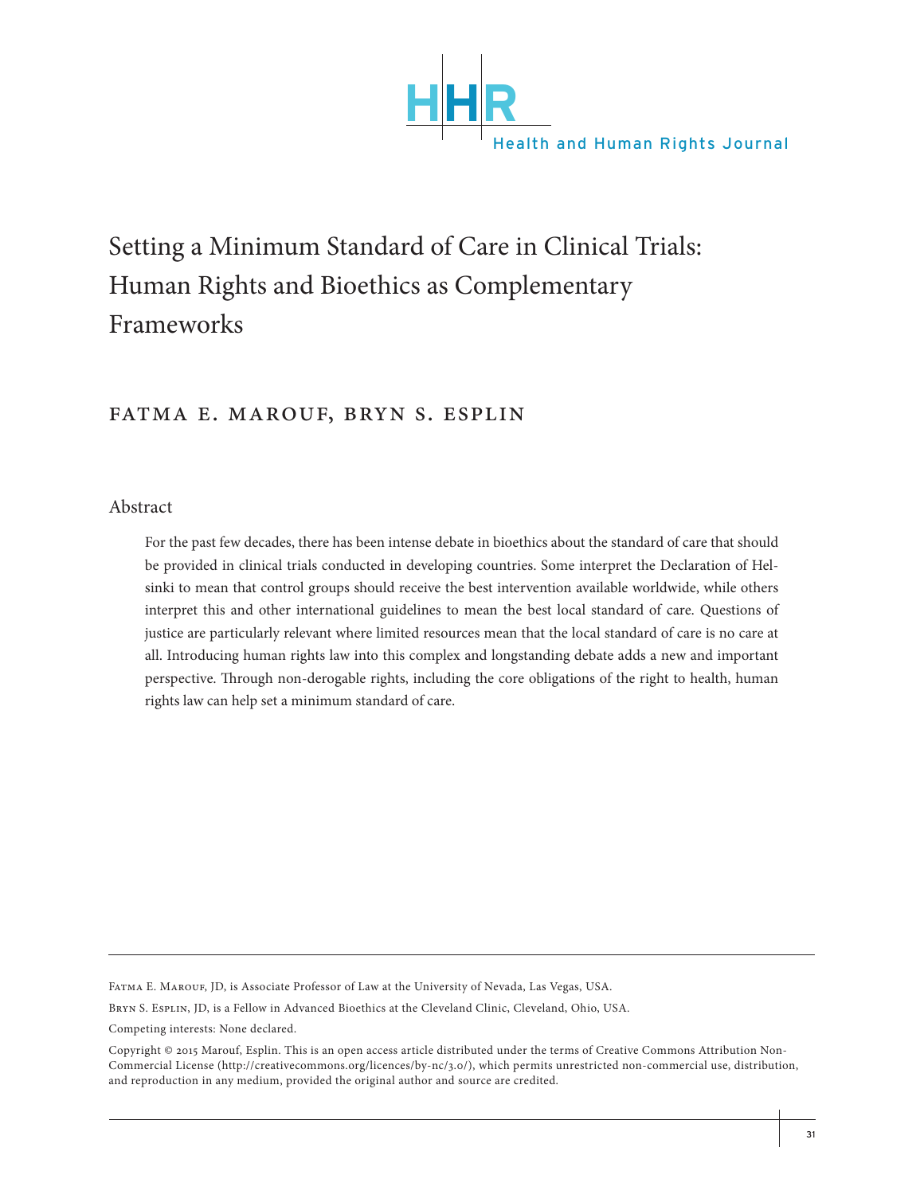# Setting a Minimum Standard of Care in Clinical Trials: Human Rights and Bioethics as Complementary Frameworks

## Fatma E. Marouf, Bryn S. Esplin

### Abstract

For the past few decades, there has been intense debate in bioethics about the standard of care that should be provided in clinical trials conducted in developing countries. Some interpret the Declaration of Helsinki to mean that control groups should receive the best intervention available worldwide, while others interpret this and other international guidelines to mean the best local standard of care. Questions of justice are particularly relevant where limited resources mean that the local standard of care is no care at all. Introducing human rights law into this complex and longstanding debate adds a new and important perspective. Through non-derogable rights, including the core obligations of the right to health, human rights law can help set a minimum standard of care.

---

Fatma E. Marouf, JD, is Associate Professor of Law at the University of Nevada, Las Vegas, USA.

Bryn S. Esplin, JD, is a Fellow in Advanced Bioethics at the Cleveland Clinic, Cleveland, Ohio, USA.

Competing interests: None declared.

Copyright © 2015 Marouf, Esplin. This is an open access article distributed under the terms of Creative Commons Attribution Non-Commercial License (http://creativecommons.org/licences/by-nc/3.0/), which permits unrestricted non-commercial use, distribution, and reproduction in any medium, provided the original author and source are credited.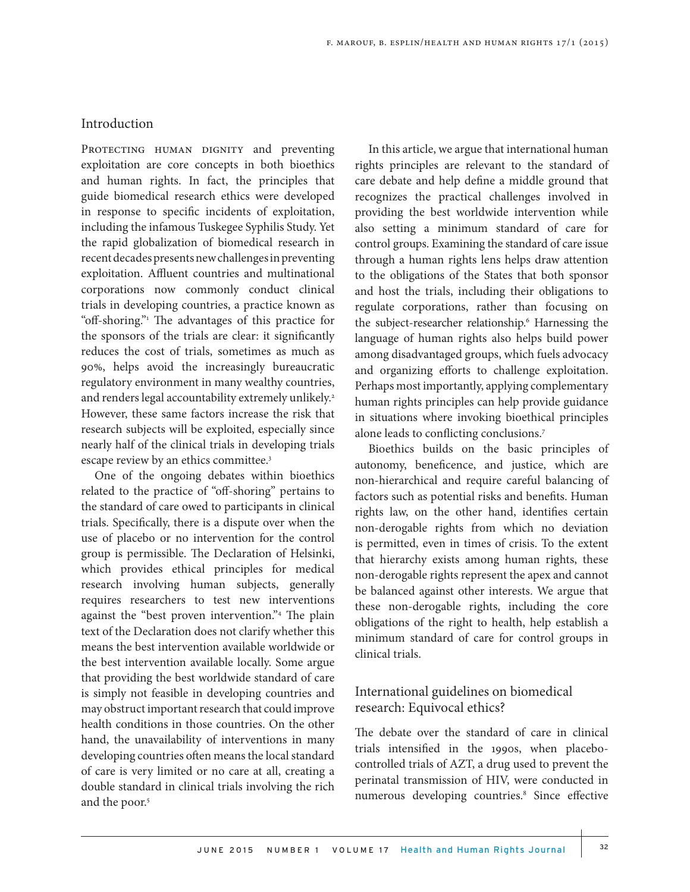## Introduction

Protecting human dignity and preventing exploitation are core concepts in both bioethics and human rights. In fact, the principles that guide biomedical research ethics were developed in response to specific incidents of exploitation, including the infamous Tuskegee Syphilis Study. Yet the rapid globalization of biomedical research in recent decades presents new challenges in preventing exploitation. Affluent countries and multinational corporations now commonly conduct clinical trials in developing countries, a practice known as "off-shoring."[1] The advantages of this practice for the sponsors of the trials are clear: it significantly reduces the cost of trials, sometimes as much as 90%, helps avoid the increasingly bureaucratic regulatory environment in many wealthy countries, and renders legal accountability extremely unlikely.[2] However, these same factors increase the risk that research subjects will be exploited, especially since nearly half of the clinical trials in developing trials escape review by an ethics committee.[3]

One of the ongoing debates within bioethics related to the practice of "off-shoring" pertains to the standard of care owed to participants in clinical trials. Specifically, there is a dispute over when the use of placebo or no intervention for the control group is permissible. The Declaration of Helsinki, which provides ethical principles for medical research involving human subjects, generally requires researchers to test new interventions against the "best proven intervention."[4] The plain text of the Declaration does not clarify whether this means the best intervention available worldwide or the best intervention available locally. Some argue that providing the best worldwide standard of care is simply not feasible in developing countries and may obstruct important research that could improve health conditions in those countries. On the other hand, the unavailability of interventions in many developing countries often means the local standard of care is very limited or no care at all, creating a double standard in clinical trials involving the rich and the poor.[5]

In this article, we argue that international human rights principles are relevant to the standard of care debate and help define a middle ground that recognizes the practical challenges involved in providing the best worldwide intervention while also setting a minimum standard of care for control groups. Examining the standard of care issue through a human rights lens helps draw attention to the obligations of the States that both sponsor and host the trials, including their obligations to regulate corporations, rather than focusing on the subject-researcher relationship.[6] Harnessing the language of human rights also helps build power among disadvantaged groups, which fuels advocacy and organizing efforts to challenge exploitation. Perhaps most importantly, applying complementary human rights principles can help provide guidance in situations where invoking bioethical principles alone leads to conflicting conclusions.[7]

Bioethics builds on the basic principles of autonomy, beneficence, and justice, which are non-hierarchical and require careful balancing of factors such as potential risks and benefits. Human rights law, on the other hand, identifies certain non-derogable rights from which no deviation is permitted, even in times of crisis. To the extent that hierarchy exists among human rights, these non-derogable rights represent the apex and cannot be balanced against other interests. We argue that these non-derogable rights, including the core obligations of the right to health, help establish a minimum standard of care for control groups in clinical trials.

## International guidelines on biomedical research: Equivocal ethics?

The debate over the standard of care in clinical trials intensified in the 1990s, when placebo-controlled trials of AZT, a drug used to prevent the perinatal transmission of HIV, were conducted in numerous developing countries.[8] Since effective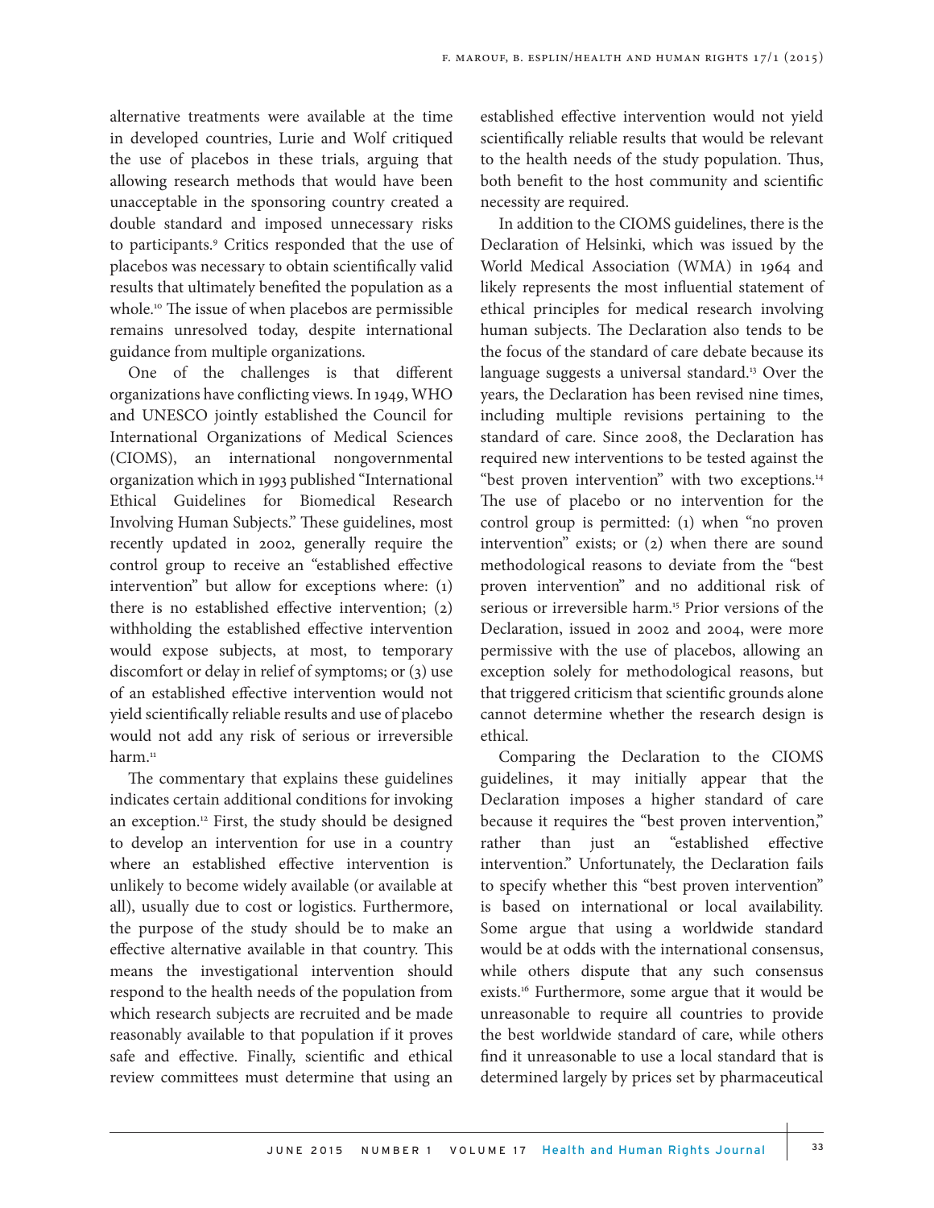alternative treatments were available at the time in developed countries, Lurie and Wolf critiqued the use of placebos in these trials, arguing that allowing research methods that would have been unacceptable in the sponsoring country created a double standard and imposed unnecessary risks to participants.[9] Critics responded that the use of placebos was necessary to obtain scientifically valid results that ultimately benefited the population as a whole.[10] The issue of when placebos are permissible remains unresolved today, despite international guidance from multiple organizations.

One of the challenges is that different organizations have conflicting views. In 1949, WHO and UNESCO jointly established the Council for International Organizations of Medical Sciences (CIOMS), an international nongovernmental organization which in 1993 published "International Ethical Guidelines for Biomedical Research Involving Human Subjects." These guidelines, most recently updated in 2002, generally require the control group to receive an "established effective intervention" but allow for exceptions where: (1) there is no established effective intervention; (2) withholding the established effective intervention would expose subjects, at most, to temporary discomfort or delay in relief of symptoms; or (3) use of an established effective intervention would not yield scientifically reliable results and use of placebo would not add any risk of serious or irreversible harm.[11]

The commentary that explains these guidelines indicates certain additional conditions for invoking an exception.[12] First, the study should be designed to develop an intervention for use in a country where an established effective intervention is unlikely to become widely available (or available at all), usually due to cost or logistics. Furthermore, the purpose of the study should be to make an effective alternative available in that country. This means the investigational intervention should respond to the health needs of the population from which research subjects are recruited and be made reasonably available to that population if it proves safe and effective. Finally, scientific and ethical review committees must determine that using an established effective intervention would not yield scientifically reliable results that would be relevant to the health needs of the study population. Thus, both benefit to the host community and scientific necessity are required.

In addition to the CIOMS guidelines, there is the Declaration of Helsinki, which was issued by the World Medical Association (WMA) in 1964 and likely represents the most influential statement of ethical principles for medical research involving human subjects. The Declaration also tends to be the focus of the standard of care debate because its language suggests a universal standard.[13] Over the years, the Declaration has been revised nine times, including multiple revisions pertaining to the standard of care. Since 2008, the Declaration has required new interventions to be tested against the "best proven intervention" with two exceptions.[14] The use of placebo or no intervention for the control group is permitted: (1) when "no proven intervention" exists; or (2) when there are sound methodological reasons to deviate from the "best proven intervention" and no additional risk of serious or irreversible harm.[15] Prior versions of the Declaration, issued in 2002 and 2004, were more permissive with the use of placebos, allowing an exception solely for methodological reasons, but that triggered criticism that scientific grounds alone cannot determine whether the research design is ethical.

Comparing the Declaration to the CIOMS guidelines, it may initially appear that the Declaration imposes a higher standard of care because it requires the "best proven intervention," rather than just an "established effective intervention." Unfortunately, the Declaration fails to specify whether this "best proven intervention" is based on international or local availability. Some argue that using a worldwide standard would be at odds with the international consensus, while others dispute that any such consensus exists.[16] Furthermore, some argue that it would be unreasonable to require all countries to provide the best worldwide standard of care, while others find it unreasonable to use a local standard that is determined largely by prices set by pharmaceutical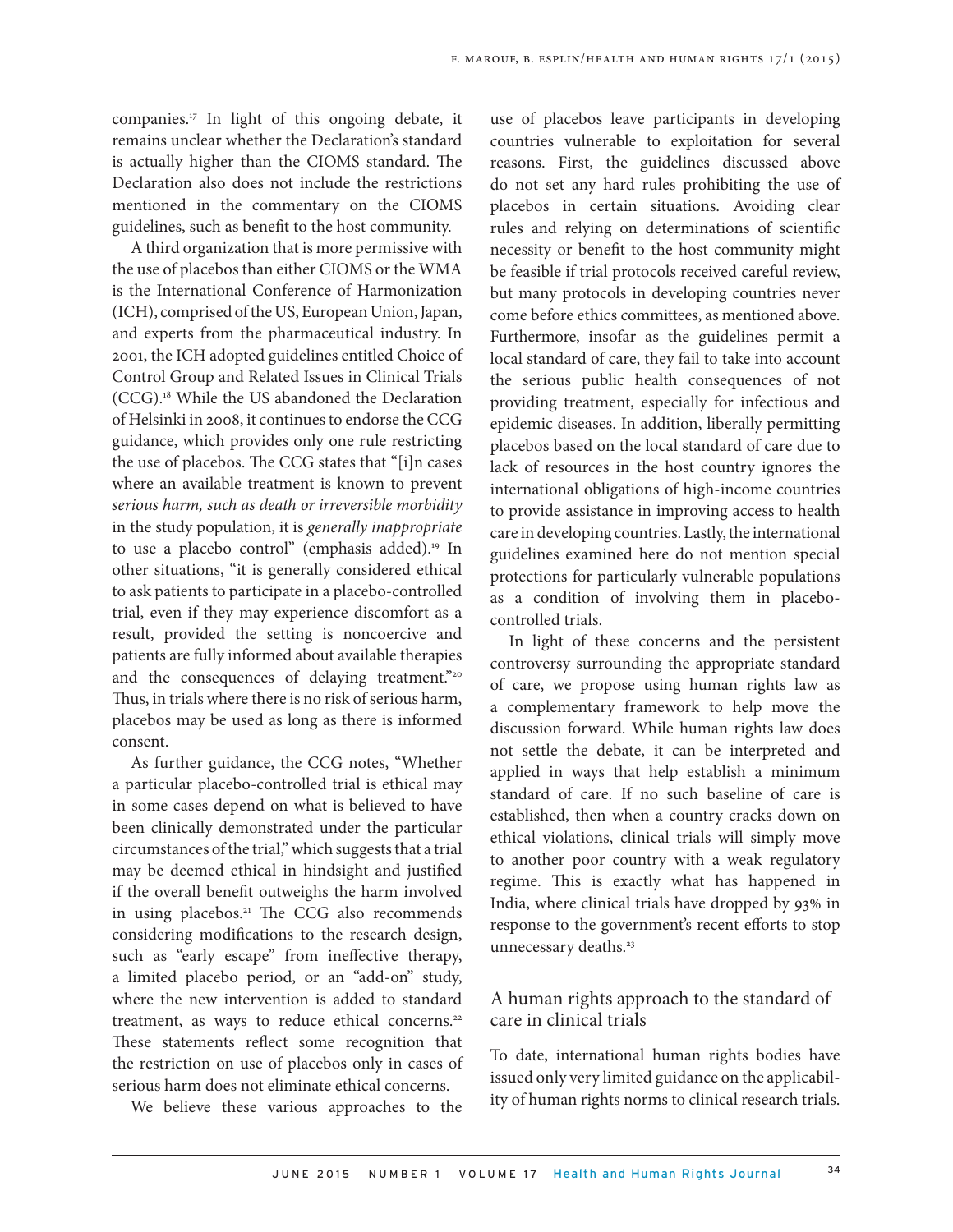companies.[17] In light of this ongoing debate, it remains unclear whether the Declaration's standard is actually higher than the CIOMS standard. The Declaration also does not include the restrictions mentioned in the commentary on the CIOMS guidelines, such as benefit to the host community.

A third organization that is more permissive with the use of placebos than either CIOMS or the WMA is the International Conference of Harmonization (ICH), comprised of the US, European Union, Japan, and experts from the pharmaceutical industry. In 2001, the ICH adopted guidelines entitled Choice of Control Group and Related Issues in Clinical Trials (CCG).[18] While the US abandoned the Declaration of Helsinki in 2008, it continues to endorse the CCG guidance, which provides only one rule restricting the use of placebos. The CCG states that "[i]n cases where an available treatment is known to prevent *serious harm, such as death or irreversible morbidity* in the study population, it is *generally inappropriate* to use a placebo control" (emphasis added).[19] In other situations, "it is generally considered ethical to ask patients to participate in a placebo-controlled trial, even if they may experience discomfort as a result, provided the setting is noncoercive and patients are fully informed about available therapies and the consequences of delaying treatment."[20] Thus, in trials where there is no risk of serious harm, placebos may be used as long as there is informed consent.

As further guidance, the CCG notes, "Whether a particular placebo-controlled trial is ethical may in some cases depend on what is believed to have been clinically demonstrated under the particular circumstances of the trial," which suggests that a trial may be deemed ethical in hindsight and justified if the overall benefit outweighs the harm involved in using placebos.[21] The CCG also recommends considering modifications to the research design, such as "early escape" from ineffective therapy, a limited placebo period, or an "add-on" study, where the new intervention is added to standard treatment, as ways to reduce ethical concerns.[22] These statements reflect some recognition that the restriction on use of placebos only in cases of serious harm does not eliminate ethical concerns.

We believe these various approaches to the use of placebos leave participants in developing countries vulnerable to exploitation for several reasons. First, the guidelines discussed above do not set any hard rules prohibiting the use of placebos in certain situations. Avoiding clear rules and relying on determinations of scientific necessity or benefit to the host community might be feasible if trial protocols received careful review, but many protocols in developing countries never come before ethics committees, as mentioned above. Furthermore, insofar as the guidelines permit a local standard of care, they fail to take into account the serious public health consequences of not providing treatment, especially for infectious and epidemic diseases. In addition, liberally permitting placebos based on the local standard of care due to lack of resources in the host country ignores the international obligations of high-income countries to provide assistance in improving access to health care in developing countries. Lastly, the international guidelines examined here do not mention special protections for particularly vulnerable populations as a condition of involving them in placebo-controlled trials.

In light of these concerns and the persistent controversy surrounding the appropriate standard of care, we propose using human rights law as a complementary framework to help move the discussion forward. While human rights law does not settle the debate, it can be interpreted and applied in ways that help establish a minimum standard of care. If no such baseline of care is established, then when a country cracks down on ethical violations, clinical trials will simply move to another poor country with a weak regulatory regime. This is exactly what has happened in India, where clinical trials have dropped by 93% in response to the government's recent efforts to stop unnecessary deaths.[23]

## A human rights approach to the standard of care in clinical trials

To date, international human rights bodies have issued only very limited guidance on the applicability of human rights norms to clinical research trials.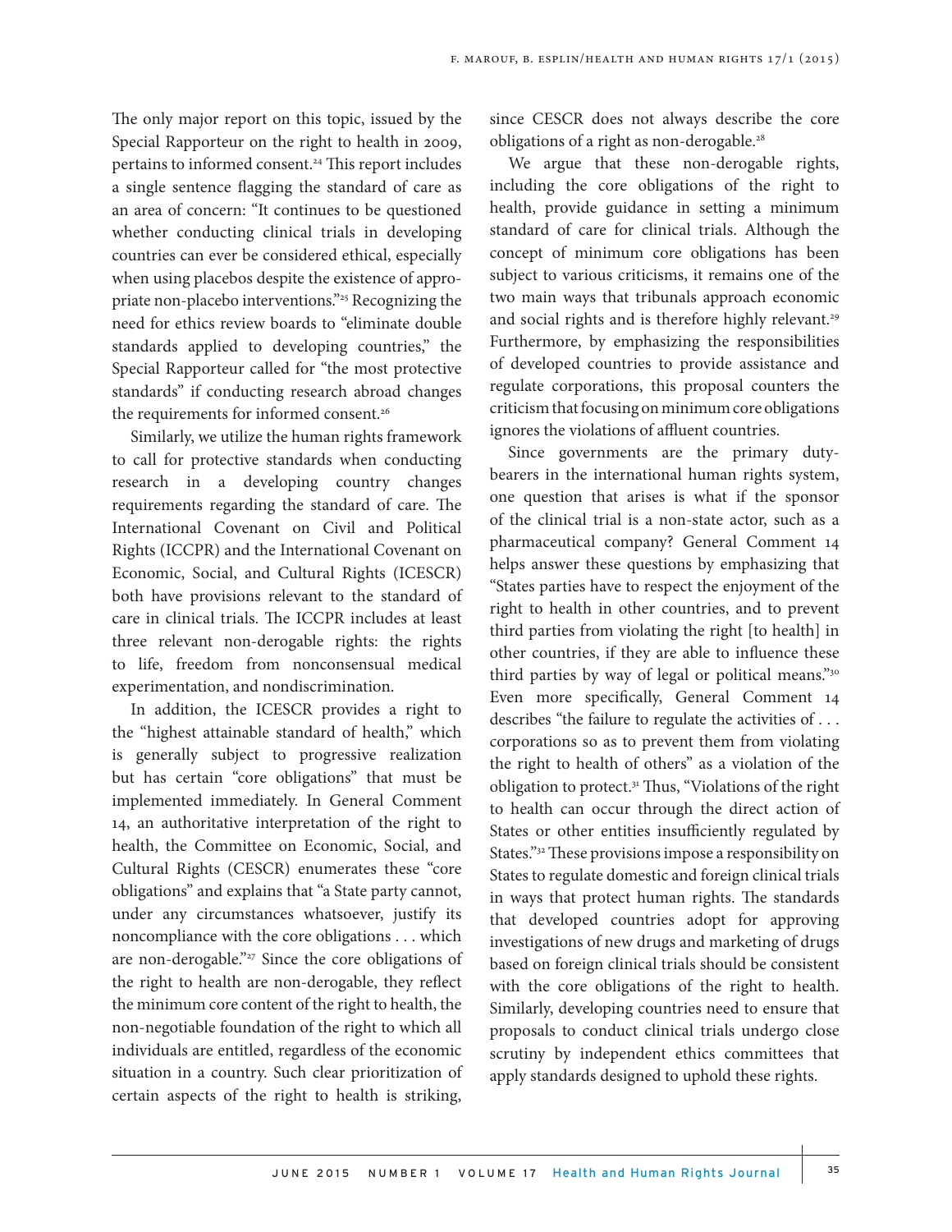The only major report on this topic, issued by the Special Rapporteur on the right to health in 2009, pertains to informed consent.[24] This report includes a single sentence flagging the standard of care as an area of concern: "It continues to be questioned whether conducting clinical trials in developing countries can ever be considered ethical, especially when using placebos despite the existence of appropriate non-placebo interventions."[25] Recognizing the need for ethics review boards to "eliminate double standards applied to developing countries," the Special Rapporteur called for "the most protective standards" if conducting research abroad changes the requirements for informed consent.[26]

Similarly, we utilize the human rights framework to call for protective standards when conducting research in a developing country changes requirements regarding the standard of care. The International Covenant on Civil and Political Rights (ICCPR) and the International Covenant on Economic, Social, and Cultural Rights (ICESCR) both have provisions relevant to the standard of care in clinical trials. The ICCPR includes at least three relevant non-derogable rights: the rights to life, freedom from nonconsensual medical experimentation, and nondiscrimination.

In addition, the ICESCR provides a right to the "highest attainable standard of health," which is generally subject to progressive realization but has certain "core obligations" that must be implemented immediately. In General Comment 14, an authoritative interpretation of the right to health, the Committee on Economic, Social, and Cultural Rights (CESCR) enumerates these "core obligations" and explains that "a State party cannot, under any circumstances whatsoever, justify its noncompliance with the core obligations . . . which are non-derogable."[27] Since the core obligations of the right to health are non-derogable, they reflect the minimum core content of the right to health, the non-negotiable foundation of the right to which all individuals are entitled, regardless of the economic situation in a country. Such clear prioritization of certain aspects of the right to health is striking, since CESCR does not always describe the core obligations of a right as non-derogable.[28]

We argue that these non-derogable rights, including the core obligations of the right to health, provide guidance in setting a minimum standard of care for clinical trials. Although the concept of minimum core obligations has been subject to various criticisms, it remains one of the two main ways that tribunals approach economic and social rights and is therefore highly relevant.[29] Furthermore, by emphasizing the responsibilities of developed countries to provide assistance and regulate corporations, this proposal counters the criticism that focusing on minimum core obligations ignores the violations of affluent countries.

Since governments are the primary duty-bearers in the international human rights system, one question that arises is what if the sponsor of the clinical trial is a non-state actor, such as a pharmaceutical company? General Comment 14 helps answer these questions by emphasizing that "States parties have to respect the enjoyment of the right to health in other countries, and to prevent third parties from violating the right [to health] in other countries, if they are able to influence these third parties by way of legal or political means."[30] Even more specifically, General Comment 14 describes "the failure to regulate the activities of . . . corporations so as to prevent them from violating the right to health of others" as a violation of the obligation to protect.[31] Thus, "Violations of the right to health can occur through the direct action of States or other entities insufficiently regulated by States."[32] These provisions impose a responsibility on States to regulate domestic and foreign clinical trials in ways that protect human rights. The standards that developed countries adopt for approving investigations of new drugs and marketing of drugs based on foreign clinical trials should be consistent with the core obligations of the right to health. Similarly, developing countries need to ensure that proposals to conduct clinical trials undergo close scrutiny by independent ethics committees that apply standards designed to uphold these rights.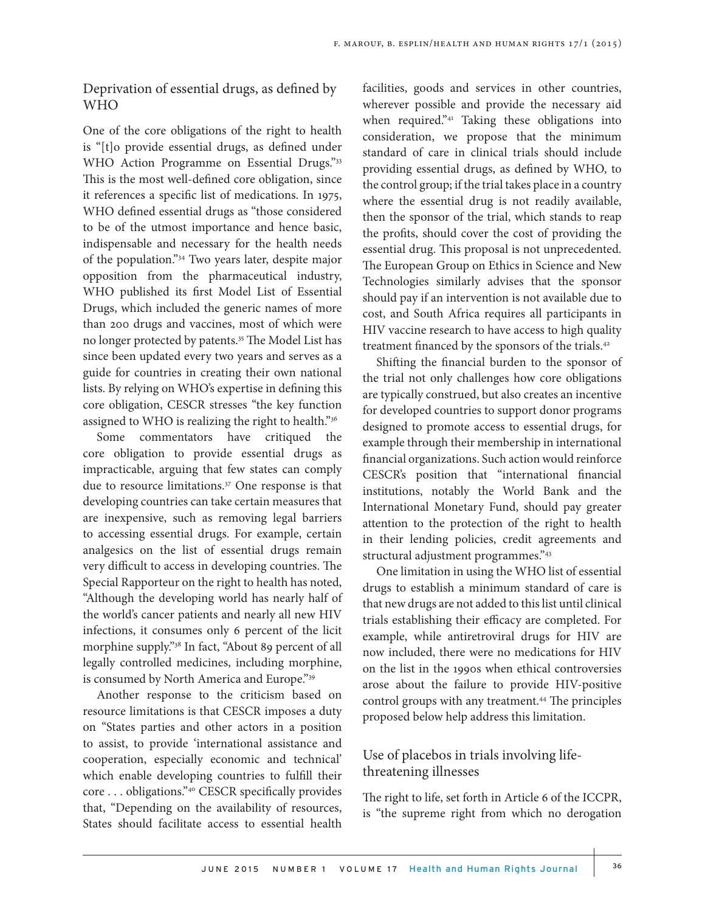## Deprivation of essential drugs, as defined by WHO

One of the core obligations of the right to health is "[t]o provide essential drugs, as defined under WHO Action Programme on Essential Drugs."[33] This is the most well-defined core obligation, since it references a specific list of medications. In 1975, WHO defined essential drugs as "those considered to be of the utmost importance and hence basic, indispensable and necessary for the health needs of the population."[34] Two years later, despite major opposition from the pharmaceutical industry, WHO published its first Model List of Essential Drugs, which included the generic names of more than 200 drugs and vaccines, most of which were no longer protected by patents.[35] The Model List has since been updated every two years and serves as a guide for countries in creating their own national lists. By relying on WHO's expertise in defining this core obligation, CESCR stresses "the key function assigned to WHO is realizing the right to health."[36]

Some commentators have critiqued the core obligation to provide essential drugs as impracticable, arguing that few states can comply due to resource limitations.[37] One response is that developing countries can take certain measures that are inexpensive, such as removing legal barriers to accessing essential drugs. For example, certain analgesics on the list of essential drugs remain very difficult to access in developing countries. The Special Rapporteur on the right to health has noted, "Although the developing world has nearly half of the world's cancer patients and nearly all new HIV infections, it consumes only 6 percent of the licit morphine supply."[38] In fact, "About 89 percent of all legally controlled medicines, including morphine, is consumed by North America and Europe."[39]

Another response to the criticism based on resource limitations is that CESCR imposes a duty on "States parties and other actors in a position to assist, to provide 'international assistance and cooperation, especially economic and technical' which enable developing countries to fulfill their core . . . obligations."[40] CESCR specifically provides that, "Depending on the availability of resources, States should facilitate access to essential health facilities, goods and services in other countries, wherever possible and provide the necessary aid when required."[41] Taking these obligations into consideration, we propose that the minimum standard of care in clinical trials should include providing essential drugs, as defined by WHO, to the control group; if the trial takes place in a country where the essential drug is not readily available, then the sponsor of the trial, which stands to reap the profits, should cover the cost of providing the essential drug. This proposal is not unprecedented. The European Group on Ethics in Science and New Technologies similarly advises that the sponsor should pay if an intervention is not available due to cost, and South Africa requires all participants in HIV vaccine research to have access to high quality treatment financed by the sponsors of the trials.[42]

Shifting the financial burden to the sponsor of the trial not only challenges how core obligations are typically construed, but also creates an incentive for developed countries to support donor programs designed to promote access to essential drugs, for example through their membership in international financial organizations. Such action would reinforce CESCR's position that "international financial institutions, notably the World Bank and the International Monetary Fund, should pay greater attention to the protection of the right to health in their lending policies, credit agreements and structural adjustment programmes."[43]

One limitation in using the WHO list of essential drugs to establish a minimum standard of care is that new drugs are not added to this list until clinical trials establishing their efficacy are completed. For example, while antiretroviral drugs for HIV are now included, there were no medications for HIV on the list in the 1990s when ethical controversies arose about the failure to provide HIV-positive control groups with any treatment.[44] The principles proposed below help address this limitation.

## Use of placebos in trials involving life-threatening illnesses

The right to life, set forth in Article 6 of the ICCPR, is "the supreme right from which no derogation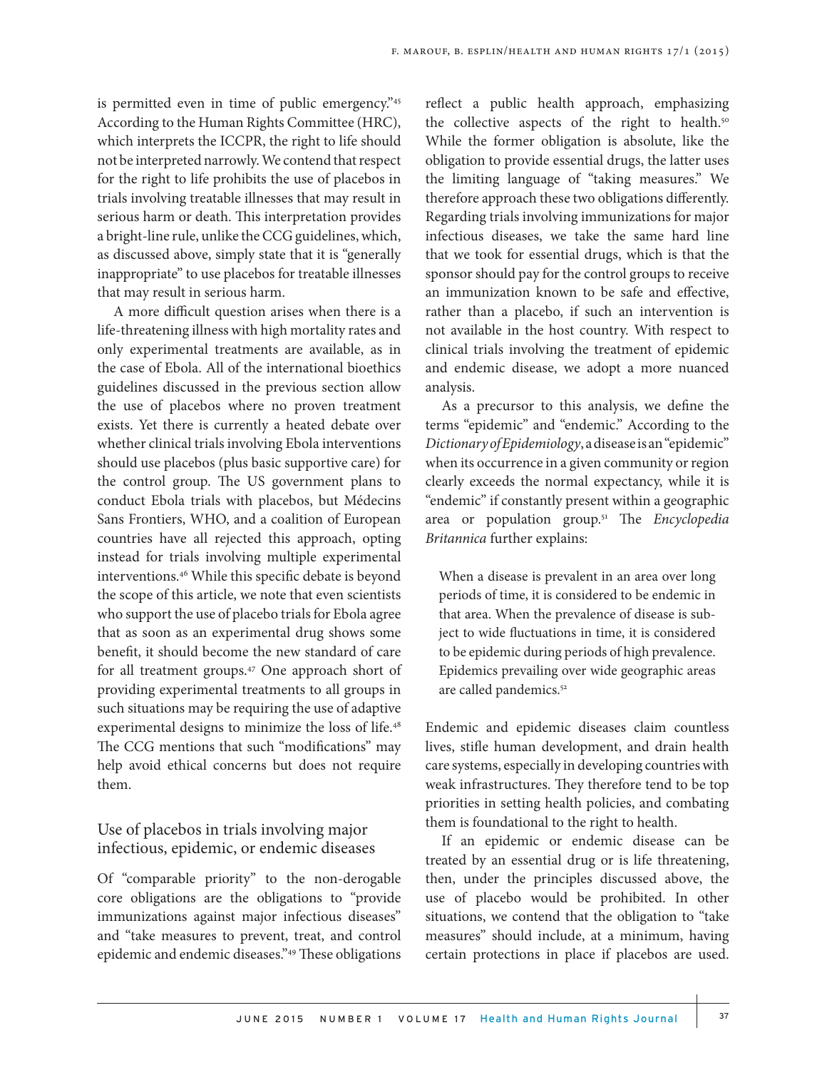is permitted even in time of public emergency."[45] According to the Human Rights Committee (HRC), which interprets the ICCPR, the right to life should not be interpreted narrowly. We contend that respect for the right to life prohibits the use of placebos in trials involving treatable illnesses that may result in serious harm or death. This interpretation provides a bright-line rule, unlike the CCG guidelines, which, as discussed above, simply state that it is "generally inappropriate" to use placebos for treatable illnesses that may result in serious harm.

A more difficult question arises when there is a life-threatening illness with high mortality rates and only experimental treatments are available, as in the case of Ebola. All of the international bioethics guidelines discussed in the previous section allow the use of placebos where no proven treatment exists. Yet there is currently a heated debate over whether clinical trials involving Ebola interventions should use placebos (plus basic supportive care) for the control group. The US government plans to conduct Ebola trials with placebos, but Médecins Sans Frontiers, WHO, and a coalition of European countries have all rejected this approach, opting instead for trials involving multiple experimental interventions.[46] While this specific debate is beyond the scope of this article, we note that even scientists who support the use of placebo trials for Ebola agree that as soon as an experimental drug shows some benefit, it should become the new standard of care for all treatment groups.[47] One approach short of providing experimental treatments to all groups in such situations may be requiring the use of adaptive experimental designs to minimize the loss of life.[48] The CCG mentions that such "modifications" may help avoid ethical concerns but does not require them.

## Use of placebos in trials involving major infectious, epidemic, or endemic diseases

Of "comparable priority" to the non-derogable core obligations are the obligations to "provide immunizations against major infectious diseases" and "take measures to prevent, treat, and control epidemic and endemic diseases."[49] These obligations reflect a public health approach, emphasizing the collective aspects of the right to health.[50] While the former obligation is absolute, like the obligation to provide essential drugs, the latter uses the limiting language of "taking measures." We therefore approach these two obligations differently. Regarding trials involving immunizations for major infectious diseases, we take the same hard line that we took for essential drugs, which is that the sponsor should pay for the control groups to receive an immunization known to be safe and effective, rather than a placebo, if such an intervention is not available in the host country. With respect to clinical trials involving the treatment of epidemic and endemic disease, we adopt a more nuanced analysis.

As a precursor to this analysis, we define the terms "epidemic" and "endemic." According to the *Dictionary of Epidemiology*, a disease is an "epidemic" when its occurrence in a given community or region clearly exceeds the normal expectancy, while it is "endemic" if constantly present within a geographic area or population group.[51] The *Encyclopedia Britannica* further explains:

> When a disease is prevalent in an area over long periods of time, it is considered to be endemic in that area. When the prevalence of disease is subject to wide fluctuations in time, it is considered to be epidemic during periods of high prevalence. Epidemics prevailing over wide geographic areas are called pandemics.[52]

Endemic and epidemic diseases claim countless lives, stifle human development, and drain health care systems, especially in developing countries with weak infrastructures. They therefore tend to be top priorities in setting health policies, and combating them is foundational to the right to health.

If an epidemic or endemic disease can be treated by an essential drug or is life threatening, then, under the principles discussed above, the use of placebo would be prohibited. In other situations, we contend that the obligation to "take measures" should include, at a minimum, having certain protections in place if placebos are used.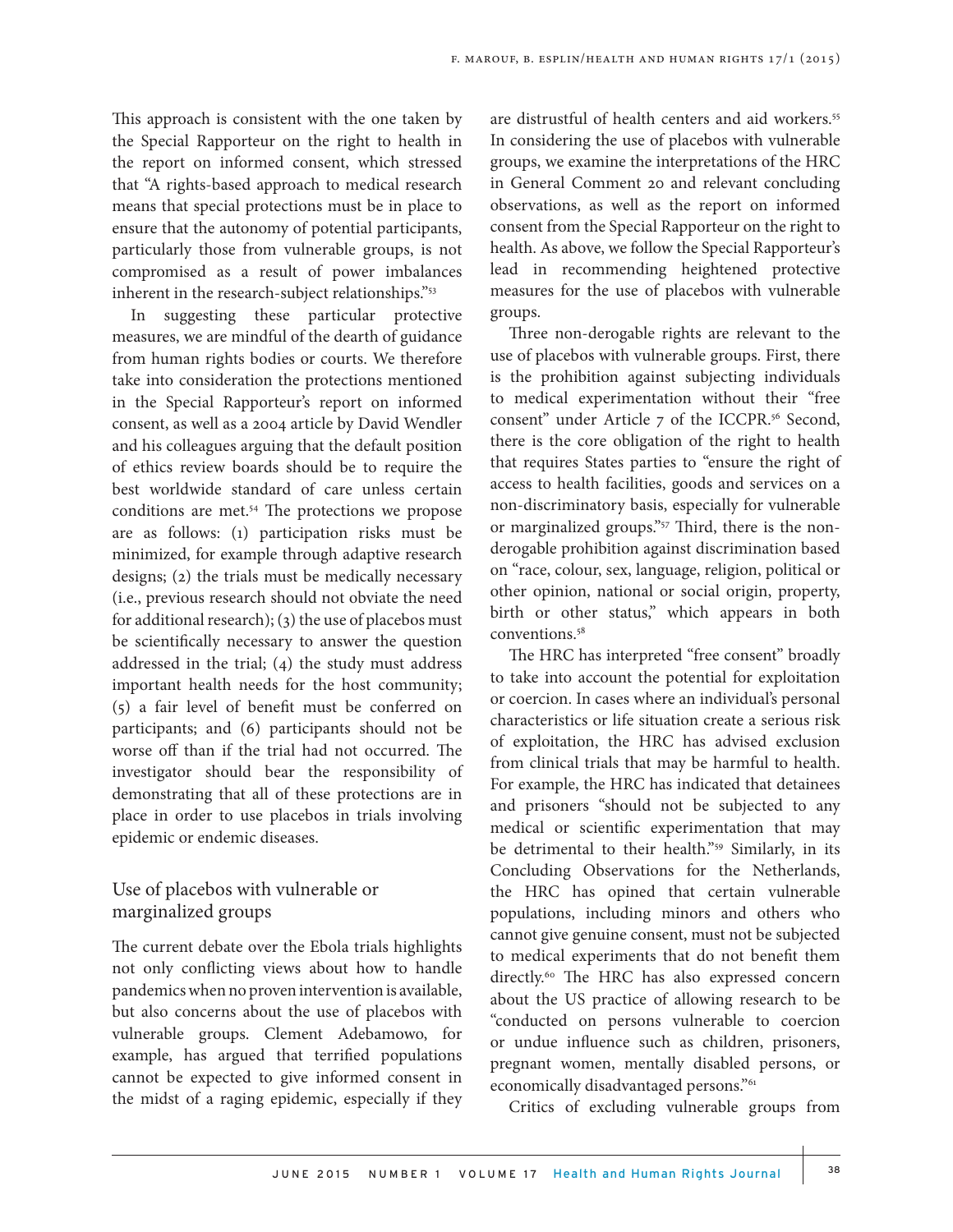This approach is consistent with the one taken by the Special Rapporteur on the right to health in the report on informed consent, which stressed that "A rights-based approach to medical research means that special protections must be in place to ensure that the autonomy of potential participants, particularly those from vulnerable groups, is not compromised as a result of power imbalances inherent in the research-subject relationships."[53]

In suggesting these particular protective measures, we are mindful of the dearth of guidance from human rights bodies or courts. We therefore take into consideration the protections mentioned in the Special Rapporteur's report on informed consent, as well as a 2004 article by David Wendler and his colleagues arguing that the default position of ethics review boards should be to require the best worldwide standard of care unless certain conditions are met.[54] The protections we propose are as follows: (1) participation risks must be minimized, for example through adaptive research designs; (2) the trials must be medically necessary (i.e., previous research should not obviate the need for additional research); (3) the use of placebos must be scientifically necessary to answer the question addressed in the trial; (4) the study must address important health needs for the host community; (5) a fair level of benefit must be conferred on participants; and (6) participants should not be worse off than if the trial had not occurred. The investigator should bear the responsibility of demonstrating that all of these protections are in place in order to use placebos in trials involving epidemic or endemic diseases.

## Use of placebos with vulnerable or marginalized groups

The current debate over the Ebola trials highlights not only conflicting views about how to handle pandemics when no proven intervention is available, but also concerns about the use of placebos with vulnerable groups. Clement Adebamowo, for example, has argued that terrified populations cannot be expected to give informed consent in the midst of a raging epidemic, especially if they are distrustful of health centers and aid workers.[55] In considering the use of placebos with vulnerable groups, we examine the interpretations of the HRC in General Comment 20 and relevant concluding observations, as well as the report on informed consent from the Special Rapporteur on the right to health. As above, we follow the Special Rapporteur's lead in recommending heightened protective measures for the use of placebos with vulnerable groups.

Three non-derogable rights are relevant to the use of placebos with vulnerable groups. First, there is the prohibition against subjecting individuals to medical experimentation without their "free consent" under Article 7 of the ICCPR.[56] Second, there is the core obligation of the right to health that requires States parties to "ensure the right of access to health facilities, goods and services on a non-discriminatory basis, especially for vulnerable or marginalized groups."[57] Third, there is the non-derogable prohibition against discrimination based on "race, colour, sex, language, religion, political or other opinion, national or social origin, property, birth or other status," which appears in both conventions.[58]

The HRC has interpreted "free consent" broadly to take into account the potential for exploitation or coercion. In cases where an individual's personal characteristics or life situation create a serious risk of exploitation, the HRC has advised exclusion from clinical trials that may be harmful to health. For example, the HRC has indicated that detainees and prisoners "should not be subjected to any medical or scientific experimentation that may be detrimental to their health."[59] Similarly, in its Concluding Observations for the Netherlands, the HRC has opined that certain vulnerable populations, including minors and others who cannot give genuine consent, must not be subjected to medical experiments that do not benefit them directly.[60] The HRC has also expressed concern about the US practice of allowing research to be "conducted on persons vulnerable to coercion or undue influence such as children, prisoners, pregnant women, mentally disabled persons, or economically disadvantaged persons."[61]

Critics of excluding vulnerable groups from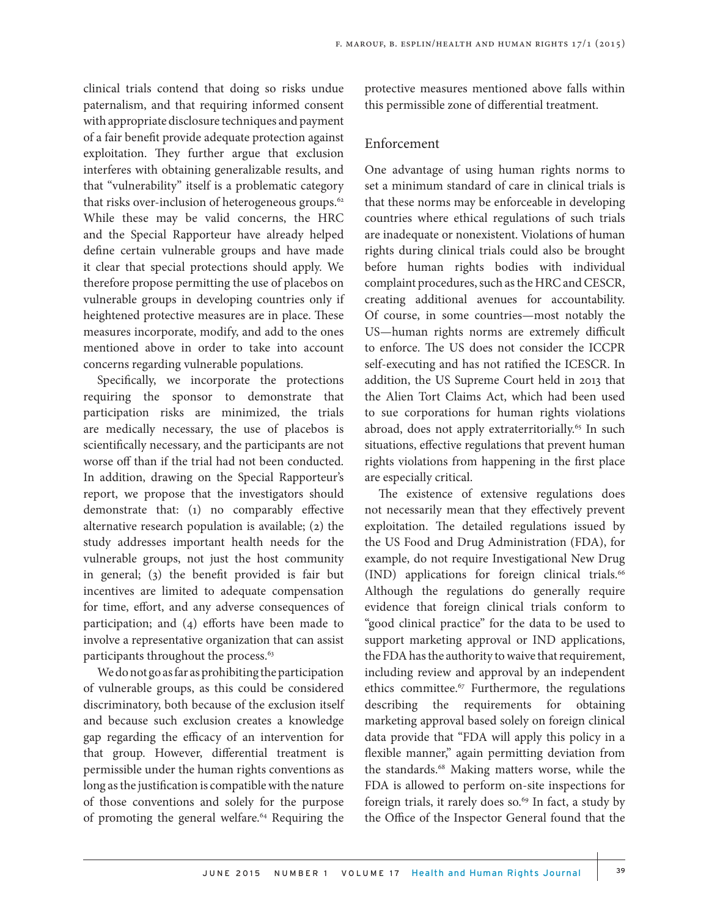clinical trials contend that doing so risks undue paternalism, and that requiring informed consent with appropriate disclosure techniques and payment of a fair benefit provide adequate protection against exploitation. They further argue that exclusion interferes with obtaining generalizable results, and that "vulnerability" itself is a problematic category that risks over-inclusion of heterogeneous groups.[62] While these may be valid concerns, the HRC and the Special Rapporteur have already helped define certain vulnerable groups and have made it clear that special protections should apply. We therefore propose permitting the use of placebos on vulnerable groups in developing countries only if heightened protective measures are in place. These measures incorporate, modify, and add to the ones mentioned above in order to take into account concerns regarding vulnerable populations.

Specifically, we incorporate the protections requiring the sponsor to demonstrate that participation risks are minimized, the trials are medically necessary, the use of placebos is scientifically necessary, and the participants are not worse off than if the trial had not been conducted. In addition, drawing on the Special Rapporteur's report, we propose that the investigators should demonstrate that: (1) no comparably effective alternative research population is available; (2) the study addresses important health needs for the vulnerable groups, not just the host community in general; (3) the benefit provided is fair but incentives are limited to adequate compensation for time, effort, and any adverse consequences of participation; and (4) efforts have been made to involve a representative organization that can assist participants throughout the process.[63]

We do not go as far as prohibiting the participation of vulnerable groups, as this could be considered discriminatory, both because of the exclusion itself and because such exclusion creates a knowledge gap regarding the efficacy of an intervention for that group. However, differential treatment is permissible under the human rights conventions as long as the justification is compatible with the nature of those conventions and solely for the purpose of promoting the general welfare.[64] Requiring the protective measures mentioned above falls within this permissible zone of differential treatment.

## Enforcement

One advantage of using human rights norms to set a minimum standard of care in clinical trials is that these norms may be enforceable in developing countries where ethical regulations of such trials are inadequate or nonexistent. Violations of human rights during clinical trials could also be brought before human rights bodies with individual complaint procedures, such as the HRC and CESCR, creating additional avenues for accountability. Of course, in some countries—most notably the US—human rights norms are extremely difficult to enforce. The US does not consider the ICCPR self-executing and has not ratified the ICESCR. In addition, the US Supreme Court held in 2013 that the Alien Tort Claims Act, which had been used to sue corporations for human rights violations abroad, does not apply extraterritorially.[65] In such situations, effective regulations that prevent human rights violations from happening in the first place are especially critical.

The existence of extensive regulations does not necessarily mean that they effectively prevent exploitation. The detailed regulations issued by the US Food and Drug Administration (FDA), for example, do not require Investigational New Drug (IND) applications for foreign clinical trials.[66] Although the regulations do generally require evidence that foreign clinical trials conform to "good clinical practice" for the data to be used to support marketing approval or IND applications, the FDA has the authority to waive that requirement, including review and approval by an independent ethics committee.[67] Furthermore, the regulations describing the requirements for obtaining marketing approval based solely on foreign clinical data provide that "FDA will apply this policy in a flexible manner," again permitting deviation from the standards.[68] Making matters worse, while the FDA is allowed to perform on-site inspections for foreign trials, it rarely does so.[69] In fact, a study by the Office of the Inspector General found that the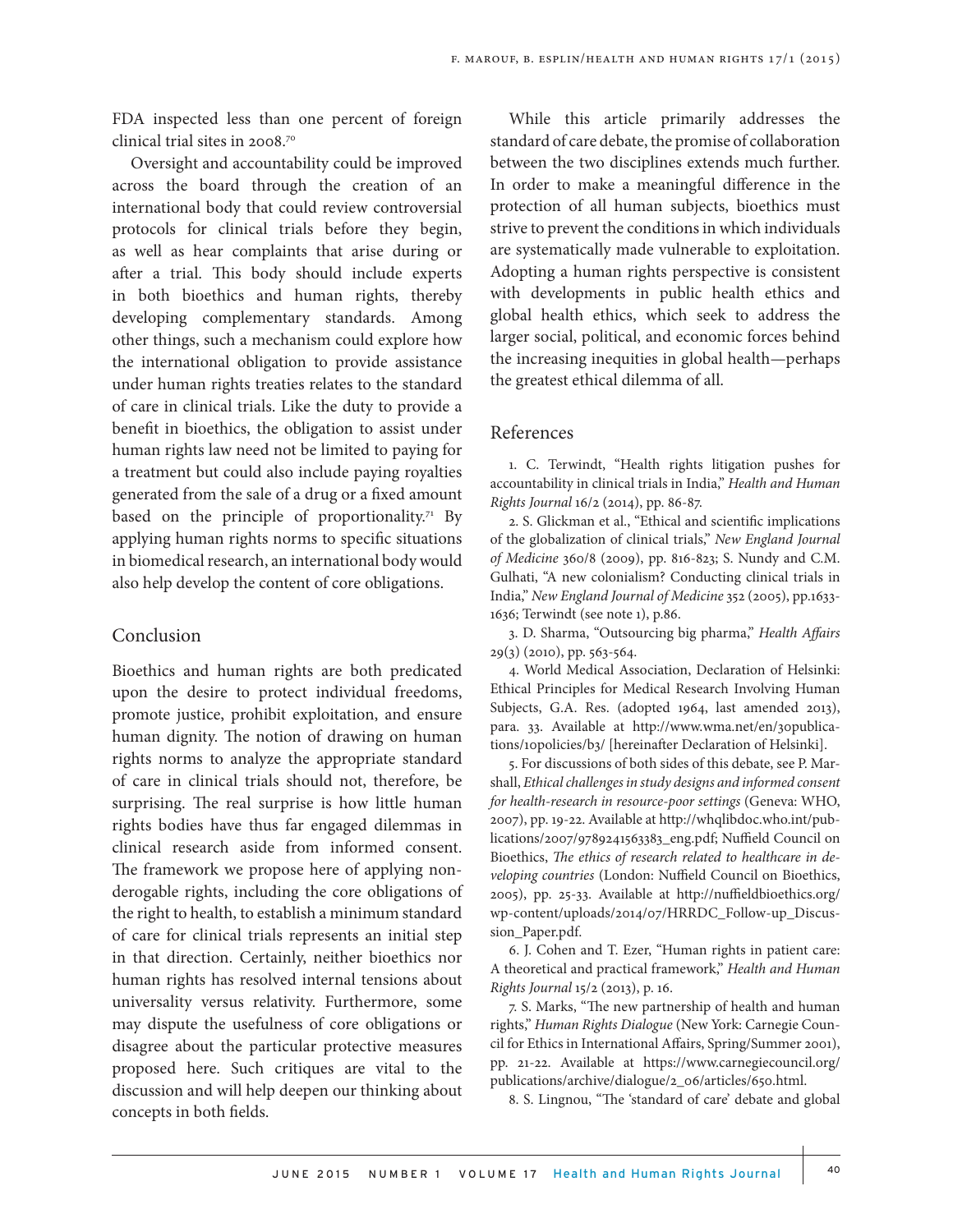FDA inspected less than one percent of foreign clinical trial sites in 2008.[70]

Oversight and accountability could be improved across the board through the creation of an international body that could review controversial protocols for clinical trials before they begin, as well as hear complaints that arise during or after a trial. This body should include experts in both bioethics and human rights, thereby developing complementary standards. Among other things, such a mechanism could explore how the international obligation to provide assistance under human rights treaties relates to the standard of care in clinical trials. Like the duty to provide a benefit in bioethics, the obligation to assist under human rights law need not be limited to paying for a treatment but could also include paying royalties generated from the sale of a drug or a fixed amount based on the principle of proportionality.[71] By applying human rights norms to specific situations in biomedical research, an international body would also help develop the content of core obligations.

## Conclusion

Bioethics and human rights are both predicated upon the desire to protect individual freedoms, promote justice, prohibit exploitation, and ensure human dignity. The notion of drawing on human rights norms to analyze the appropriate standard of care in clinical trials should not, therefore, be surprising. The real surprise is how little human rights bodies have thus far engaged dilemmas in clinical research aside from informed consent. The framework we propose here of applying non-derogable rights, including the core obligations of the right to health, to establish a minimum standard of care for clinical trials represents an initial step in that direction. Certainly, neither bioethics nor human rights has resolved internal tensions about universality versus relativity. Furthermore, some may dispute the usefulness of core obligations or disagree about the particular protective measures proposed here. Such critiques are vital to the discussion and will help deepen our thinking about concepts in both fields.

While this article primarily addresses the standard of care debate, the promise of collaboration between the two disciplines extends much further. In order to make a meaningful difference in the protection of all human subjects, bioethics must strive to prevent the conditions in which individuals are systematically made vulnerable to exploitation. Adopting a human rights perspective is consistent with developments in public health ethics and global health ethics, which seek to address the larger social, political, and economic forces behind the increasing inequities in global health—perhaps the greatest ethical dilemma of all.

## References

1. C. Terwindt, "Health rights litigation pushes for accountability in clinical trials in India," *Health and Human Rights Journal* 16/2 (2014), pp. 86-87.

2. S. Glickman et al., "Ethical and scientific implications of the globalization of clinical trials," *New England Journal of Medicine* 360/8 (2009), pp. 816-823; S. Nundy and C.M. Gulhati, "A new colonialism? Conducting clinical trials in India," *New England Journal of Medicine* 352 (2005), pp.1633-1636; Terwindt (see note 1), p.86.

3. D. Sharma, "Outsourcing big pharma," *Health Affairs* 29(3) (2010), pp. 563-564.

4. World Medical Association, Declaration of Helsinki: Ethical Principles for Medical Research Involving Human Subjects, G.A. Res. (adopted 1964, last amended 2013), para. 33. Available at http://www.wma.net/en/30publications/10policies/b3/ [hereinafter Declaration of Helsinki].

5. For discussions of both sides of this debate, see P. Marshall, *Ethical challenges in study designs and informed consent for health-research in resource-poor settings* (Geneva: WHO, 2007), pp. 19-22. Available at http://whqlibdoc.who.int/publications/2007/9789241563383_eng.pdf; Nuffield Council on Bioethics, *The ethics of research related to healthcare in developing countries* (London: Nuffield Council on Bioethics, 2005), pp. 25-33. Available at http://nuffieldbioethics.org/wp-content/uploads/2014/07/HRRDC_Follow-up_Discussion_Paper.pdf.

6. J. Cohen and T. Ezer, "Human rights in patient care: A theoretical and practical framework," *Health and Human Rights Journal* 15/2 (2013), p. 16.

7. S. Marks, "The new partnership of health and human rights," *Human Rights Dialogue* (New York: Carnegie Council for Ethics in International Affairs, Spring/Summer 2001), pp. 21-22. Available at https://www.carnegiecouncil.org/publications/archive/dialogue/2_06/articles/650.html.

8. S. Lingnou, "The 'standard of care' debate and global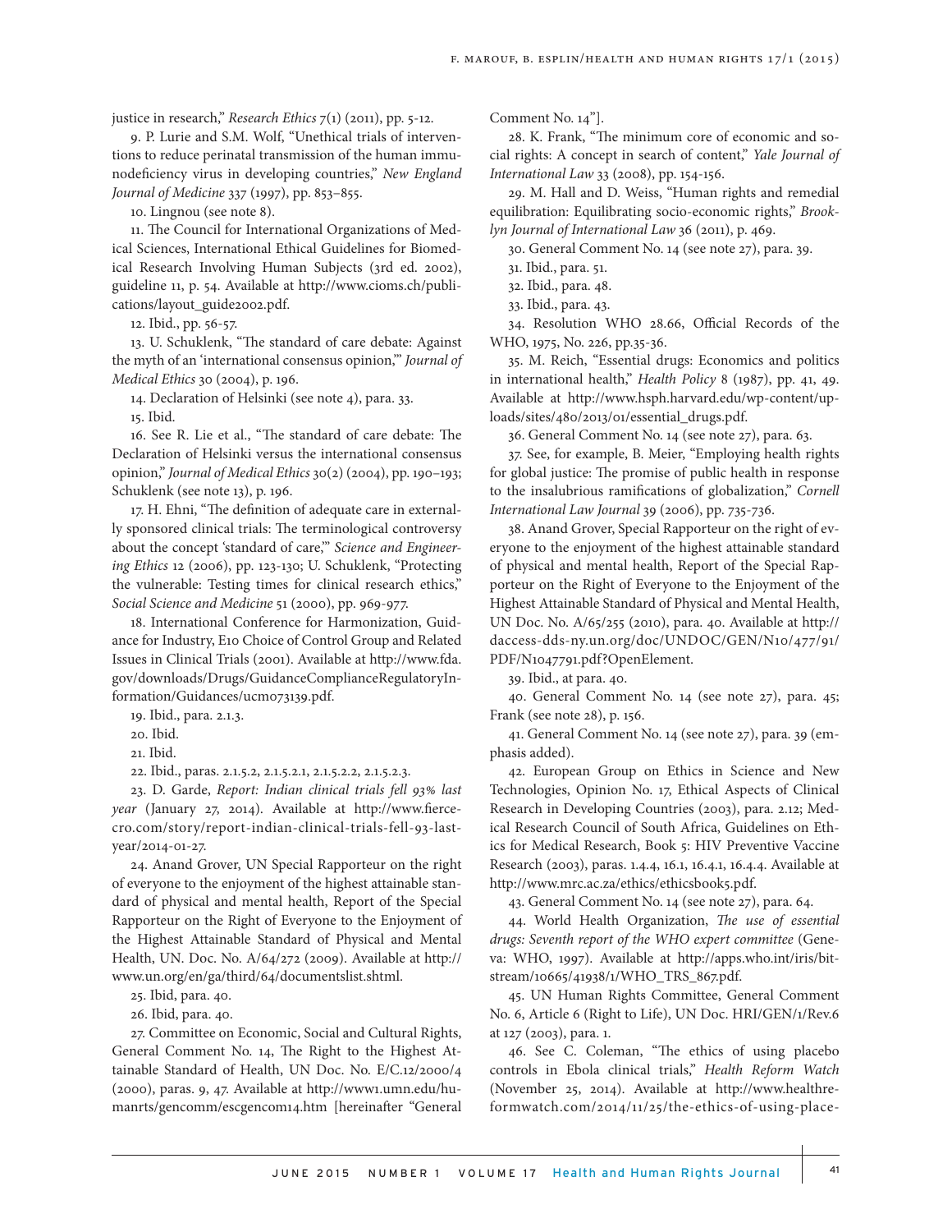justice in research," *Research Ethics* 7(1) (2011), pp. 5-12.

9. P. Lurie and S.M. Wolf, "Unethical trials of interventions to reduce perinatal transmission of the human immunodeficiency virus in developing countries," *New England Journal of Medicine* 337 (1997), pp. 853–855.

10. Lingnou (see note 8).

11. The Council for International Organizations of Medical Sciences, International Ethical Guidelines for Biomedical Research Involving Human Subjects (3rd ed. 2002), guideline 11, p. 54. Available at http://www.cioms.ch/publications/layout_guide2002.pdf.

12. Ibid., pp. 56-57.

13. U. Schuklenk, "The standard of care debate: Against the myth of an 'international consensus opinion,'" *Journal of Medical Ethics* 30 (2004), p. 196.

14. Declaration of Helsinki (see note 4), para. 33.

15. Ibid.

16. See R. Lie et al., "The standard of care debate: The Declaration of Helsinki versus the international consensus opinion," *Journal of Medical Ethics* 30(2) (2004), pp. 190–193; Schuklenk (see note 13), p. 196.

17. H. Ehni, "The definition of adequate care in externally sponsored clinical trials: The terminological controversy about the concept 'standard of care,'" *Science and Engineering Ethics* 12 (2006), pp. 123-130; U. Schuklenk, "Protecting the vulnerable: Testing times for clinical research ethics," *Social Science and Medicine* 51 (2000), pp. 969-977.

18. International Conference for Harmonization, Guidance for Industry, E10 Choice of Control Group and Related Issues in Clinical Trials (2001). Available at http://www.fda.gov/downloads/Drugs/GuidanceComplianceRegulatoryInformation/Guidances/ucm073139.pdf.

19. Ibid., para. 2.1.3.

20. Ibid.

21. Ibid.

22. Ibid., paras. 2.1.5.2, 2.1.5.2.1, 2.1.5.2.2, 2.1.5.2.3.

23. D. Garde, *Report: Indian clinical trials fell 93% last year* (January 27, 2014). Available at http://www.fiercecro.com/story/report-indian-clinical-trials-fell-93-last-year/2014-01-27.

24. Anand Grover, UN Special Rapporteur on the right of everyone to the enjoyment of the highest attainable standard of physical and mental health, Report of the Special Rapporteur on the Right of Everyone to the Enjoyment of the Highest Attainable Standard of Physical and Mental Health, UN. Doc. No. A/64/272 (2009). Available at http://www.un.org/en/ga/third/64/documentslist.shtml.

25. Ibid, para. 40.

26. Ibid, para. 40.

27. Committee on Economic, Social and Cultural Rights, General Comment No. 14, The Right to the Highest Attainable Standard of Health, UN Doc. No. E/C.12/2000/4 (2000), paras. 9, 47. Available at http://www1.umn.edu/humanrts/gencomm/escgencom14.htm [hereinafter "General Comment No. 14"].

28. K. Frank, "The minimum core of economic and social rights: A concept in search of content," *Yale Journal of International Law* 33 (2008), pp. 154-156.

29. M. Hall and D. Weiss, "Human rights and remedial equilibration: Equilibrating socio-economic rights," *Brooklyn Journal of International Law* 36 (2011), p. 469.

30. General Comment No. 14 (see note 27), para. 39.

31. Ibid., para. 51.

32. Ibid., para. 48.

33. Ibid., para. 43.

34. Resolution WHO 28.66, Official Records of the WHO, 1975, No. 226, pp.35-36.

35. M. Reich, "Essential drugs: Economics and politics in international health," *Health Policy* 8 (1987), pp. 41, 49. Available at http://www.hsph.harvard.edu/wp-content/uploads/sites/480/2013/01/essential_drugs.pdf.

36. General Comment No. 14 (see note 27), para. 63.

37. See, for example, B. Meier, "Employing health rights for global justice: The promise of public health in response to the insalubrious ramifications of globalization," *Cornell International Law Journal* 39 (2006), pp. 735-736.

38. Anand Grover, Special Rapporteur on the right of everyone to the enjoyment of the highest attainable standard of physical and mental health, Report of the Special Rapporteur on the Right of Everyone to the Enjoyment of the Highest Attainable Standard of Physical and Mental Health, UN Doc. No. A/65/255 (2010), para. 40. Available at http://daccess-dds-ny.un.org/doc/UNDOC/GEN/N10/477/91/PDF/N1047791.pdf?OpenElement.

39. Ibid., at para. 40.

40. General Comment No. 14 (see note 27), para. 45; Frank (see note 28), p. 156.

41. General Comment No. 14 (see note 27), para. 39 (emphasis added).

42. European Group on Ethics in Science and New Technologies, Opinion No. 17, Ethical Aspects of Clinical Research in Developing Countries (2003), para. 2.12; Medical Research Council of South Africa, Guidelines on Ethics for Medical Research, Book 5: HIV Preventive Vaccine Research (2003), paras. 1.4.4, 16.1, 16.4.1, 16.4.4. Available at http://www.mrc.ac.za/ethics/ethicsbook5.pdf.

43. General Comment No. 14 (see note 27), para. 64.

44. World Health Organization, *The use of essential drugs: Seventh report of the WHO expert committee* (Geneva: WHO, 1997). Available at http://apps.who.int/iris/bitstream/10665/41938/1/WHO_TRS_867.pdf.

45. UN Human Rights Committee, General Comment No. 6, Article 6 (Right to Life), UN Doc. HRI/GEN/1/Rev.6 at 127 (2003), para. 1.

46. See C. Coleman, "The ethics of using placebo controls in Ebola clinical trials," *Health Reform Watch* (November 25, 2014). Available at http://www.healthreformwatch.com/2014/11/25/the-ethics-of-using-place-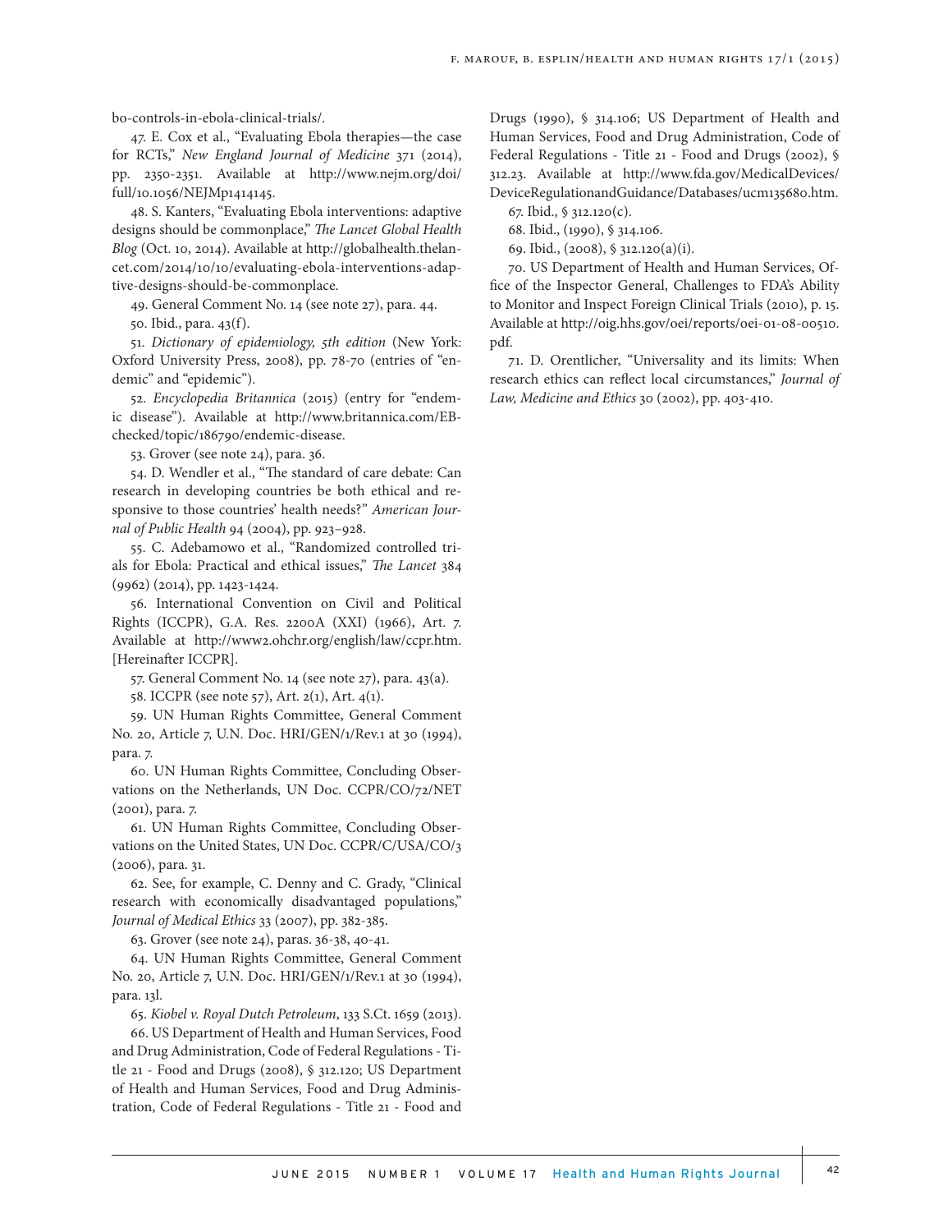bo-controls-in-ebola-clinical-trials/.

47. E. Cox et al., "Evaluating Ebola therapies—the case for RCTs," *New England Journal of Medicine* 371 (2014), pp. 2350-2351. Available at http://www.nejm.org/doi/full/10.1056/NEJMp1414145.

48. S. Kanters, "Evaluating Ebola interventions: adaptive designs should be commonplace," *The Lancet Global Health Blog* (Oct. 10, 2014). Available at http://globalhealth.thelancet.com/2014/10/10/evaluating-ebola-interventions-adaptive-designs-should-be-commonplace.

49. General Comment No. 14 (see note 27), para. 44.

50. Ibid., para. 43(f).

51. *Dictionary of epidemiology, 5th edition* (New York: Oxford University Press, 2008), pp. 78-70 (entries of "endemic" and "epidemic").

52. *Encyclopedia Britannica* (2015) (entry for "endemic disease"). Available at http://www.britannica.com/EBchecked/topic/186790/endemic-disease.

53. Grover (see note 24), para. 36.

54. D. Wendler et al., "The standard of care debate: Can research in developing countries be both ethical and responsive to those countries' health needs?" *American Journal of Public Health* 94 (2004), pp. 923–928.

55. C. Adebamowo et al., "Randomized controlled trials for Ebola: Practical and ethical issues," *The Lancet* 384 (9962) (2014), pp. 1423-1424.

56. International Convention on Civil and Political Rights (ICCPR), G.A. Res. 2200A (XXI) (1966), Art. 7. Available at http://www2.ohchr.org/english/law/ccpr.htm. [Hereinafter ICCPR].

57. General Comment No. 14 (see note 27), para. 43(a).

58. ICCPR (see note 57), Art. 2(1), Art. 4(1).

59. UN Human Rights Committee, General Comment No. 20, Article 7, U.N. Doc. HRI/GEN/1/Rev.1 at 30 (1994), para. 7.

60. UN Human Rights Committee, Concluding Observations on the Netherlands, UN Doc. CCPR/CO/72/NET (2001), para. 7.

61. UN Human Rights Committee, Concluding Observations on the United States, UN Doc. CCPR/C/USA/CO/3 (2006), para. 31.

62. See, for example, C. Denny and C. Grady, "Clinical research with economically disadvantaged populations," *Journal of Medical Ethics* 33 (2007), pp. 382-385.

63. Grover (see note 24), paras. 36-38, 40-41.

64. UN Human Rights Committee, General Comment No. 20, Article 7, U.N. Doc. HRI/GEN/1/Rev.1 at 30 (1994), para. 13l.

65. *Kiobel v. Royal Dutch Petroleum*, 133 S.Ct. 1659 (2013).

66. US Department of Health and Human Services, Food and Drug Administration, Code of Federal Regulations - Title 21 - Food and Drugs (2008), § 312.120; US Department of Health and Human Services, Food and Drug Administration, Code of Federal Regulations - Title 21 - Food and Drugs (1990), § 314.106; US Department of Health and Human Services, Food and Drug Administration, Code of Federal Regulations - Title 21 - Food and Drugs (2002), § 312.23. Available at http://www.fda.gov/MedicalDevices/DeviceRegulationandGuidance/Databases/ucm135680.htm.

67. Ibid., § 312.120(c).

68. Ibid., (1990), § 314.106.

69. Ibid., (2008), § 312.120(a)(i).

70. US Department of Health and Human Services, Office of the Inspector General, Challenges to FDA's Ability to Monitor and Inspect Foreign Clinical Trials (2010), p. 15. Available at http://oig.hhs.gov/oei/reports/oei-01-08-00510.pdf.

71. D. Orentlicher, "Universality and its limits: When research ethics can reflect local circumstances," *Journal of Law, Medicine and Ethics* 30 (2002), pp. 403-410.